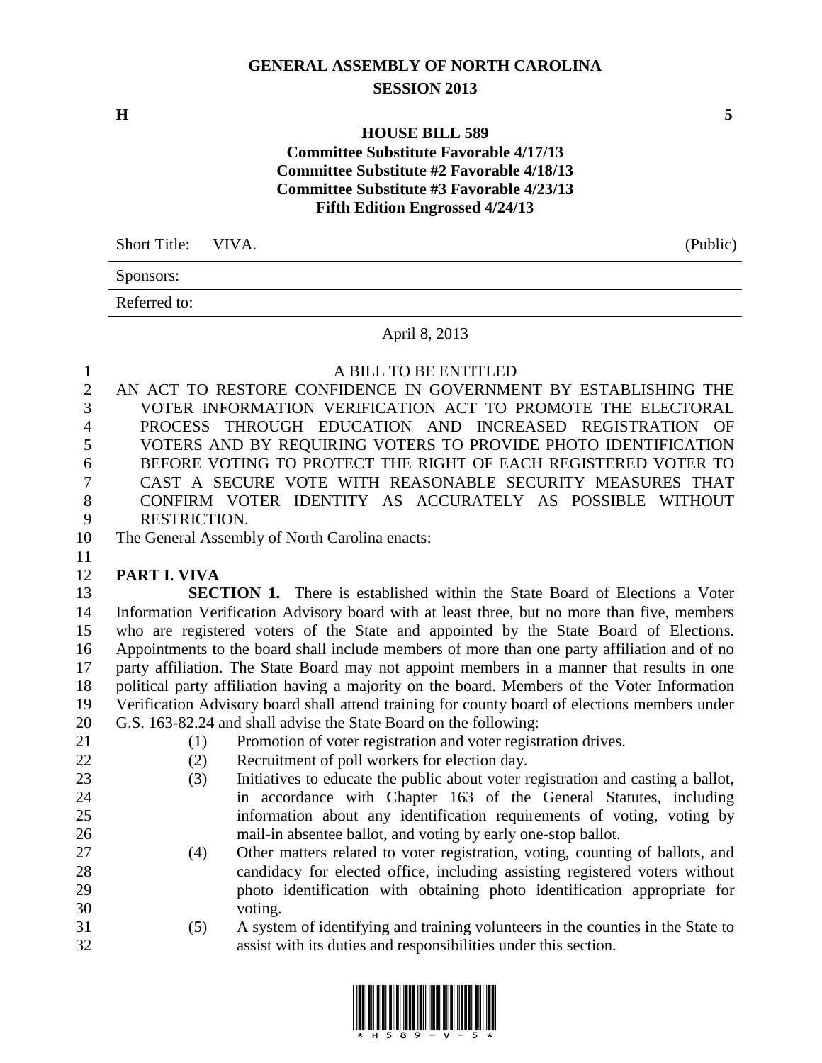# GENERAL ASSEMBLY OF NORTH CAROLINA
## SESSION 2013

**H** **5**

**HOUSE BILL 589**
**Committee Substitute Favorable 4/17/13**
**Committee Substitute #2 Favorable 4/18/13**
**Committee Substitute #3 Favorable 4/23/13**
**Fifth Edition Engrossed 4/24/13**

Short Title: VIVA. (Public)

Sponsors:

Referred to:

April 8, 2013

A BILL TO BE ENTITLED

AN ACT TO RESTORE CONFIDENCE IN GOVERNMENT BY ESTABLISHING THE VOTER INFORMATION VERIFICATION ACT TO PROMOTE THE ELECTORAL PROCESS THROUGH EDUCATION AND INCREASED REGISTRATION OF VOTERS AND BY REQUIRING VOTERS TO PROVIDE PHOTO IDENTIFICATION BEFORE VOTING TO PROTECT THE RIGHT OF EACH REGISTERED VOTER TO CAST A SECURE VOTE WITH REASONABLE SECURITY MEASURES THAT CONFIRM VOTER IDENTITY AS ACCURATELY AS POSSIBLE WITHOUT RESTRICTION.

The General Assembly of North Carolina enacts:

**PART I. VIVA**

**SECTION 1.** There is established within the State Board of Elections a Voter Information Verification Advisory board with at least three, but no more than five, members who are registered voters of the State and appointed by the State Board of Elections. Appointments to the board shall include members of more than one party affiliation and of no party affiliation. The State Board may not appoint members in a manner that results in one political party affiliation having a majority on the board. Members of the Voter Information Verification Advisory board shall attend training for county board of elections members under G.S. 163-82.24 and shall advise the State Board on the following:

(1) Promotion of voter registration and voter registration drives.

(2) Recruitment of poll workers for election day.

(3) Initiatives to educate the public about voter registration and casting a ballot, in accordance with Chapter 163 of the General Statutes, including information about any identification requirements of voting, voting by mail-in absentee ballot, and voting by early one-stop ballot.

(4) Other matters related to voter registration, voting, counting of ballots, and candidacy for elected office, including assisting registered voters without photo identification with obtaining photo identification appropriate for voting.

(5) A system of identifying and training volunteers in the counties in the State to assist with its duties and responsibilities under this section.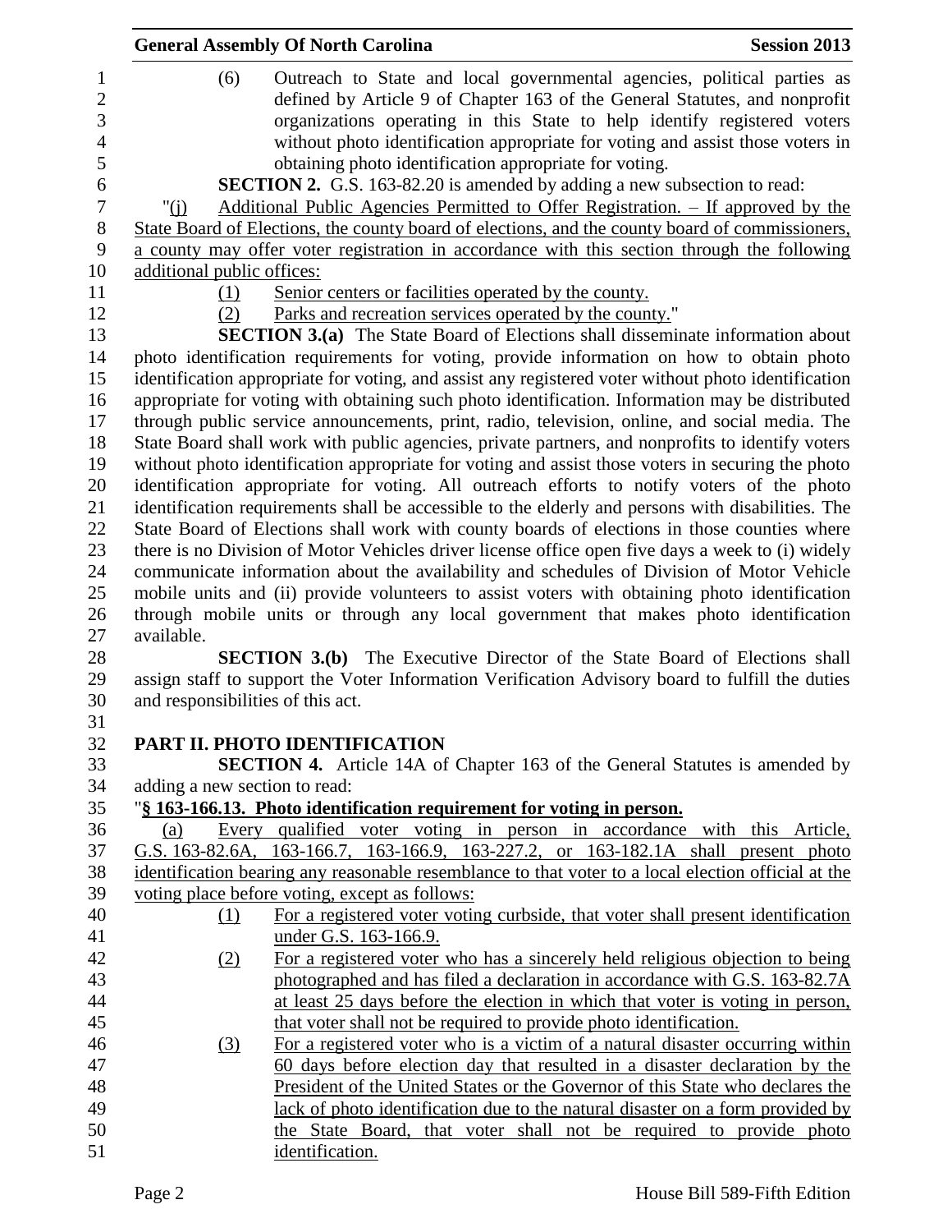(6) Outreach to State and local governmental agencies, political parties as defined by Article 9 of Chapter 163 of the General Statutes, and nonprofit organizations operating in this State to help identify registered voters without photo identification appropriate for voting and assist those voters in obtaining photo identification appropriate for voting.

**SECTION 2.** G.S. 163-82.20 is amended by adding a new subsection to read:

"(j) Additional Public Agencies Permitted to Offer Registration. – If approved by the State Board of Elections, the county board of elections, and the county board of commissioners, a county may offer voter registration in accordance with this section through the following additional public offices:

(1) Senior centers or facilities operated by the county.

(2) Parks and recreation services operated by the county."

**SECTION 3.(a)** The State Board of Elections shall disseminate information about photo identification requirements for voting, provide information on how to obtain photo identification appropriate for voting, and assist any registered voter without photo identification appropriate for voting with obtaining such photo identification. Information may be distributed through public service announcements, print, radio, television, online, and social media. The State Board shall work with public agencies, private partners, and nonprofits to identify voters without photo identification appropriate for voting and assist those voters in securing the photo identification appropriate for voting. All outreach efforts to notify voters of the photo identification requirements shall be accessible to the elderly and persons with disabilities. The State Board of Elections shall work with county boards of elections in those counties where there is no Division of Motor Vehicles driver license office open five days a week to (i) widely communicate information about the availability and schedules of Division of Motor Vehicle mobile units and (ii) provide volunteers to assist voters with obtaining photo identification through mobile units or through any local government that makes photo identification available.

**SECTION 3.(b)** The Executive Director of the State Board of Elections shall assign staff to support the Voter Information Verification Advisory board to fulfill the duties and responsibilities of this act.

## PART II. PHOTO IDENTIFICATION

**SECTION 4.** Article 14A of Chapter 163 of the General Statutes is amended by adding a new section to read:

"**§ 163-166.13. Photo identification requirement for voting in person.**

(a) Every qualified voter voting in person in accordance with this Article, G.S. 163-82.6A, 163-166.7, 163-166.9, 163-227.2, or 163-182.1A shall present photo identification bearing any reasonable resemblance to that voter to a local election official at the voting place before voting, except as follows:

(1) For a registered voter voting curbside, that voter shall present identification under G.S. 163-166.9.

(2) For a registered voter who has a sincerely held religious objection to being photographed and has filed a declaration in accordance with G.S. 163-82.7A at least 25 days before the election in which that voter is voting in person, that voter shall not be required to provide photo identification.

(3) For a registered voter who is a victim of a natural disaster occurring within 60 days before election day that resulted in a disaster declaration by the President of the United States or the Governor of this State who declares the lack of photo identification due to the natural disaster on a form provided by the State Board, that voter shall not be required to provide photo identification.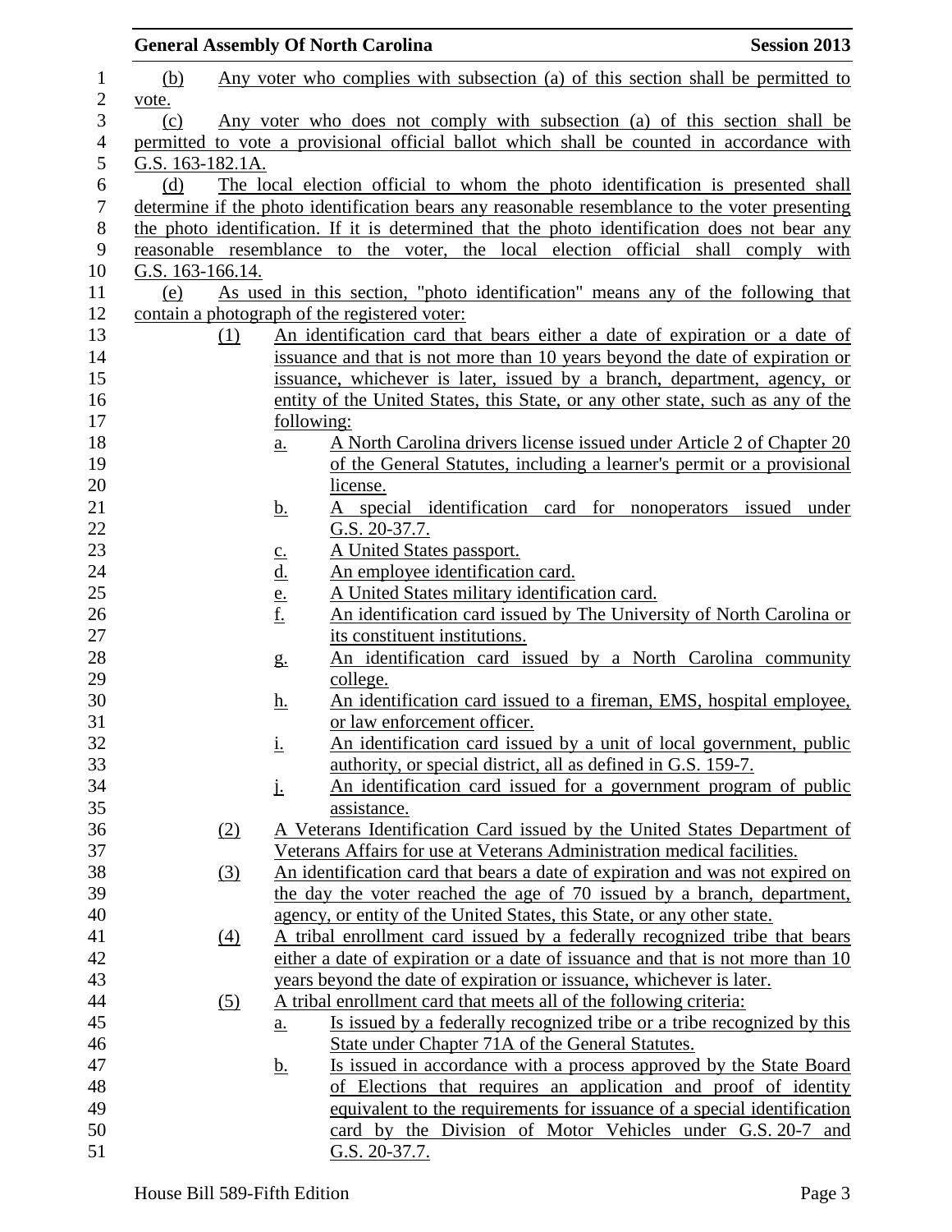(b) Any voter who complies with subsection (a) of this section shall be permitted to vote.

(c) Any voter who does not comply with subsection (a) of this section shall be permitted to vote a provisional official ballot which shall be counted in accordance with G.S. 163-182.1A.

(d) The local election official to whom the photo identification is presented shall determine if the photo identification bears any reasonable resemblance to the voter presenting the photo identification. If it is determined that the photo identification does not bear any reasonable resemblance to the voter, the local election official shall comply with G.S. 163-166.14.

(e) As used in this section, "photo identification" means any of the following that contain a photograph of the registered voter:

(1) An identification card that bears either a date of expiration or a date of issuance and that is not more than 10 years beyond the date of expiration or issuance, whichever is later, issued by a branch, department, agency, or entity of the United States, this State, or any other state, such as any of the following:
   a. A North Carolina drivers license issued under Article 2 of Chapter 20 of the General Statutes, including a learner's permit or a provisional license.
   b. A special identification card for nonoperators issued under G.S. 20-37.7.
   c. A United States passport.
   d. An employee identification card.
   e. A United States military identification card.
   f. An identification card issued by The University of North Carolina or its constituent institutions.
   g. An identification card issued by a North Carolina community college.
   h. An identification card issued to a fireman, EMS, hospital employee, or law enforcement officer.
   i. An identification card issued by a unit of local government, public authority, or special district, all as defined in G.S. 159-7.
   j. An identification card issued for a government program of public assistance.

(2) A Veterans Identification Card issued by the United States Department of Veterans Affairs for use at Veterans Administration medical facilities.

(3) An identification card that bears a date of expiration and was not expired on the day the voter reached the age of 70 issued by a branch, department, agency, or entity of the United States, this State, or any other state.

(4) A tribal enrollment card issued by a federally recognized tribe that bears either a date of expiration or a date of issuance and that is not more than 10 years beyond the date of expiration or issuance, whichever is later.

(5) A tribal enrollment card that meets all of the following criteria:
   a. Is issued by a federally recognized tribe or a tribe recognized by this State under Chapter 71A of the General Statutes.
   b. Is issued in accordance with a process approved by the State Board of Elections that requires an application and proof of identity equivalent to the requirements for issuance of a special identification card by the Division of Motor Vehicles under G.S. 20-7 and G.S. 20-37.7.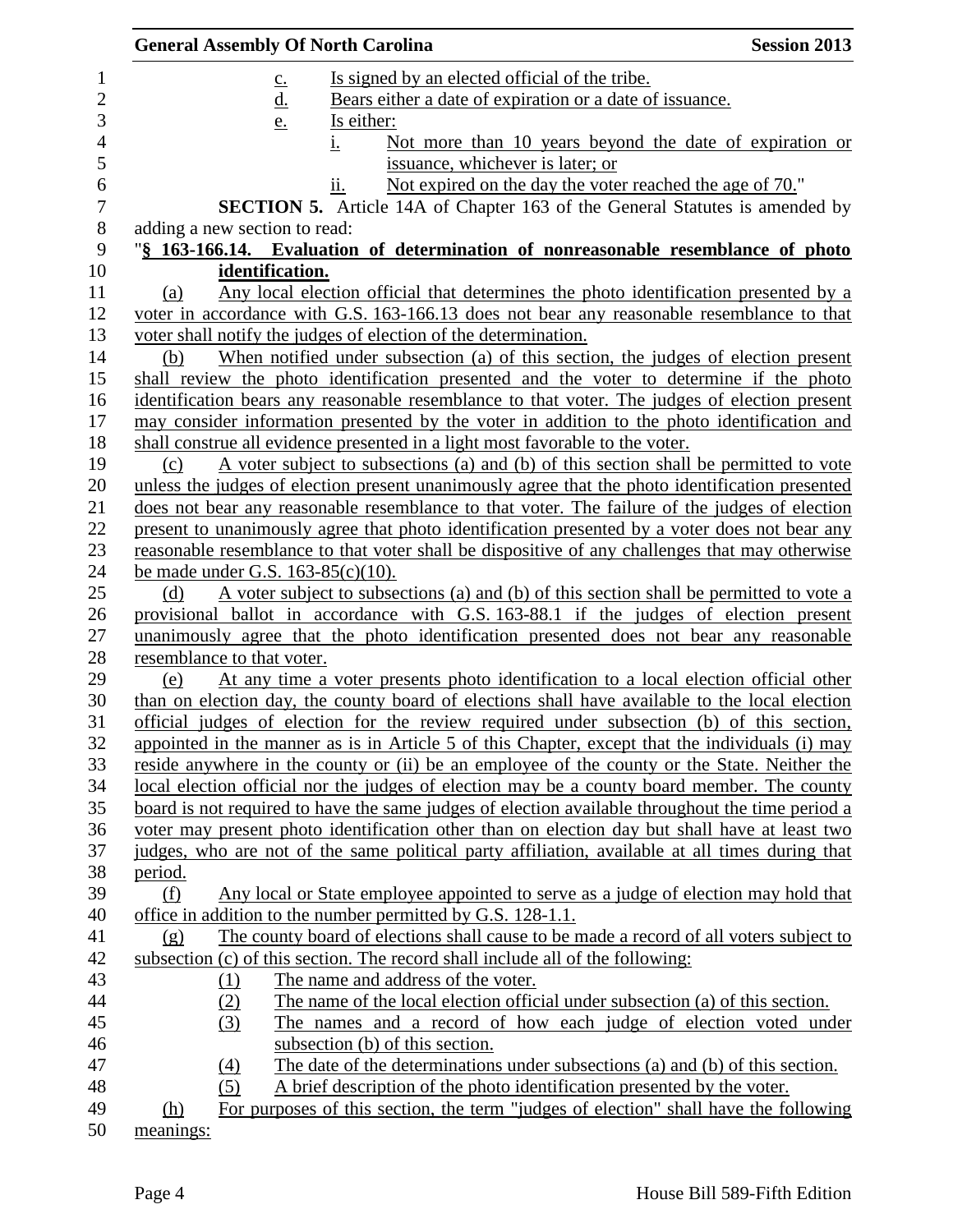c. Is signed by an elected official of the tribe.

d. Bears either a date of expiration or a date of issuance.

e. Is either:

i. Not more than 10 years beyond the date of expiration or issuance, whichever is later; or

ii. Not expired on the day the voter reached the age of 70."

**SECTION 5.** Article 14A of Chapter 163 of the General Statutes is amended by adding a new section to read:

"**§ 163-166.14. Evaluation of determination of nonreasonable resemblance of photo identification.**

(a) Any local election official that determines the photo identification presented by a voter in accordance with G.S. 163-166.13 does not bear any reasonable resemblance to that voter shall notify the judges of election of the determination.

(b) When notified under subsection (a) of this section, the judges of election present shall review the photo identification presented and the voter to determine if the photo identification bears any reasonable resemblance to that voter. The judges of election present may consider information presented by the voter in addition to the photo identification and shall construe all evidence presented in a light most favorable to the voter.

(c) A voter subject to subsections (a) and (b) of this section shall be permitted to vote unless the judges of election present unanimously agree that the photo identification presented does not bear any reasonable resemblance to that voter. The failure of the judges of election present to unanimously agree that photo identification presented by a voter does not bear any reasonable resemblance to that voter shall be dispositive of any challenges that may otherwise be made under G.S. 163-85(c)(10).

(d) A voter subject to subsections (a) and (b) of this section shall be permitted to vote a provisional ballot in accordance with G.S. 163-88.1 if the judges of election present unanimously agree that the photo identification presented does not bear any reasonable resemblance to that voter.

(e) At any time a voter presents photo identification to a local election official other than on election day, the county board of elections shall have available to the local election official judges of election for the review required under subsection (b) of this section, appointed in the manner as is in Article 5 of this Chapter, except that the individuals (i) may reside anywhere in the county or (ii) be an employee of the county or the State. Neither the local election official nor the judges of election may be a county board member. The county board is not required to have the same judges of election available throughout the time period a voter may present photo identification other than on election day but shall have at least two judges, who are not of the same political party affiliation, available at all times during that period.

(f) Any local or State employee appointed to serve as a judge of election may hold that office in addition to the number permitted by G.S. 128-1.1.

(g) The county board of elections shall cause to be made a record of all voters subject to subsection (c) of this section. The record shall include all of the following:

(1) The name and address of the voter.

(2) The name of the local election official under subsection (a) of this section.

(3) The names and a record of how each judge of election voted under subsection (b) of this section.

(4) The date of the determinations under subsections (a) and (b) of this section.

(5) A brief description of the photo identification presented by the voter.

(h) For purposes of this section, the term "judges of election" shall have the following meanings: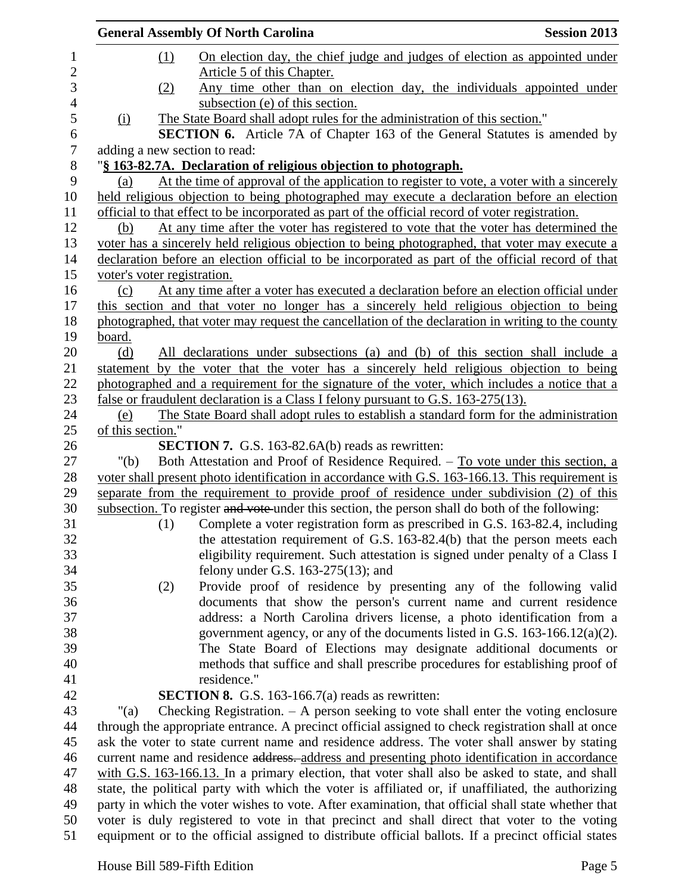(1) On election day, the chief judge and judges of election as appointed under Article 5 of this Chapter.

(2) Any time other than on election day, the individuals appointed under subsection (e) of this section.

(i) The State Board shall adopt rules for the administration of this section."

**SECTION 6.** Article 7A of Chapter 163 of the General Statutes is amended by adding a new section to read:

"**§ 163-82.7A. Declaration of religious objection to photograph.**

(a) At the time of approval of the application to register to vote, a voter with a sincerely held religious objection to being photographed may execute a declaration before an election official to that effect to be incorporated as part of the official record of voter registration.

(b) At any time after the voter has registered to vote that the voter has determined the voter has a sincerely held religious objection to being photographed, that voter may execute a declaration before an election official to be incorporated as part of the official record of that voter's voter registration.

(c) At any time after a voter has executed a declaration before an election official under this section and that voter no longer has a sincerely held religious objection to being photographed, that voter may request the cancellation of the declaration in writing to the county board.

(d) All declarations under subsections (a) and (b) of this section shall include a statement by the voter that the voter has a sincerely held religious objection to being photographed and a requirement for the signature of the voter, which includes a notice that a false or fraudulent declaration is a Class I felony pursuant to G.S. 163-275(13).

(e) The State Board shall adopt rules to establish a standard form for the administration of this section."

**SECTION 7.** G.S. 163-82.6A(b) reads as rewritten:

"(b) Both Attestation and Proof of Residence Required. – To vote under this section, a voter shall present photo identification in accordance with G.S. 163-166.13. This requirement is separate from the requirement to provide proof of residence under subdivision (2) of this subsection. To register ~~and vote~~ under this section, the person shall do both of the following:

(1) Complete a voter registration form as prescribed in G.S. 163-82.4, including the attestation requirement of G.S. 163-82.4(b) that the person meets each eligibility requirement. Such attestation is signed under penalty of a Class I felony under G.S. 163-275(13); and

(2) Provide proof of residence by presenting any of the following valid documents that show the person's current name and current residence address: a North Carolina drivers license, a photo identification from a government agency, or any of the documents listed in G.S. 163-166.12(a)(2). The State Board of Elections may designate additional documents or methods that suffice and shall prescribe procedures for establishing proof of residence."

**SECTION 8.** G.S. 163-166.7(a) reads as rewritten:

"(a) Checking Registration. – A person seeking to vote shall enter the voting enclosure through the appropriate entrance. A precinct official assigned to check registration shall at once ask the voter to state current name and residence address. The voter shall answer by stating current name and residence ~~address.~~ address and presenting photo identification in accordance with G.S. 163-166.13. In a primary election, that voter shall also be asked to state, and shall state, the political party with which the voter is affiliated or, if unaffiliated, the authorizing party in which the voter wishes to vote. After examination, that official shall state whether that voter is duly registered to vote in that precinct and shall direct that voter to the voting equipment or to the official assigned to distribute official ballots. If a precinct official states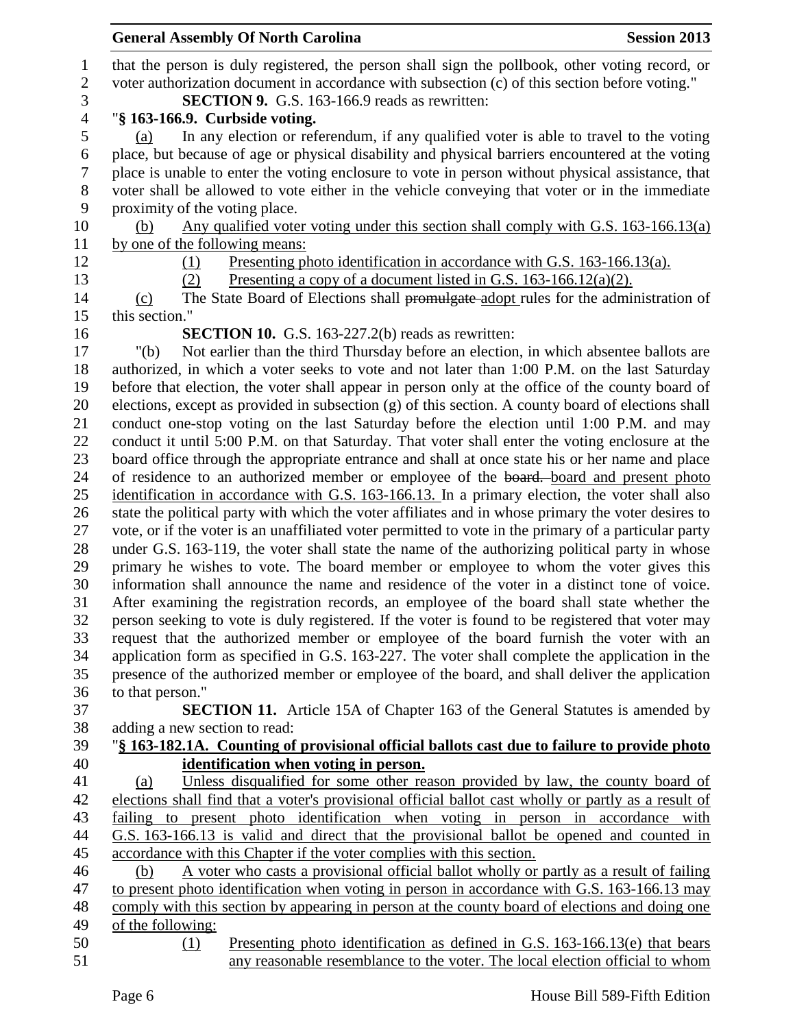that the person is duly registered, the person shall sign the pollbook, other voting record, or voter authorization document in accordance with subsection (c) of this section before voting."

**SECTION 9.** G.S. 163-166.9 reads as rewritten:

"**§ 163-166.9. Curbside voting.**

(a) In any election or referendum, if any qualified voter is able to travel to the voting place, but because of age or physical disability and physical barriers encountered at the voting place is unable to enter the voting enclosure to vote in person without physical assistance, that voter shall be allowed to vote either in the vehicle conveying that voter or in the immediate proximity of the voting place.

(b) Any qualified voter voting under this section shall comply with G.S. 163-166.13(a) by one of the following means:

(1) Presenting photo identification in accordance with G.S. 163-166.13(a).

(2) Presenting a copy of a document listed in G.S. 163-166.12(a)(2).

(c) The State Board of Elections shall ~~promulgate~~ adopt rules for the administration of this section."

**SECTION 10.** G.S. 163-227.2(b) reads as rewritten:

"(b) Not earlier than the third Thursday before an election, in which absentee ballots are authorized, in which a voter seeks to vote and not later than 1:00 P.M. on the last Saturday before that election, the voter shall appear in person only at the office of the county board of elections, except as provided in subsection (g) of this section. A county board of elections shall conduct one-stop voting on the last Saturday before the election until 1:00 P.M. and may conduct it until 5:00 P.M. on that Saturday. That voter shall enter the voting enclosure at the board office through the appropriate entrance and shall at once state his or her name and place of residence to an authorized member or employee of the ~~board.~~ board and present photo identification in accordance with G.S. 163-166.13. In a primary election, the voter shall also state the political party with which the voter affiliates and in whose primary the voter desires to vote, or if the voter is an unaffiliated voter permitted to vote in the primary of a particular party under G.S. 163-119, the voter shall state the name of the authorizing political party in whose primary he wishes to vote. The board member or employee to whom the voter gives this information shall announce the name and residence of the voter in a distinct tone of voice. After examining the registration records, an employee of the board shall state whether the person seeking to vote is duly registered. If the voter is found to be registered that voter may request that the authorized member or employee of the board furnish the voter with an application form as specified in G.S. 163-227. The voter shall complete the application in the presence of the authorized member or employee of the board, and shall deliver the application to that person."

**SECTION 11.** Article 15A of Chapter 163 of the General Statutes is amended by adding a new section to read:

"**§ 163-182.1A. Counting of provisional official ballots cast due to failure to provide photo identification when voting in person.**

(a) Unless disqualified for some other reason provided by law, the county board of elections shall find that a voter's provisional official ballot cast wholly or partly as a result of failing to present photo identification when voting in person in accordance with G.S. 163-166.13 is valid and direct that the provisional ballot be opened and counted in accordance with this Chapter if the voter complies with this section.

(b) A voter who casts a provisional official ballot wholly or partly as a result of failing to present photo identification when voting in person in accordance with G.S. 163-166.13 may comply with this section by appearing in person at the county board of elections and doing one of the following:

(1) Presenting photo identification as defined in G.S. 163-166.13(e) that bears any reasonable resemblance to the voter. The local election official to whom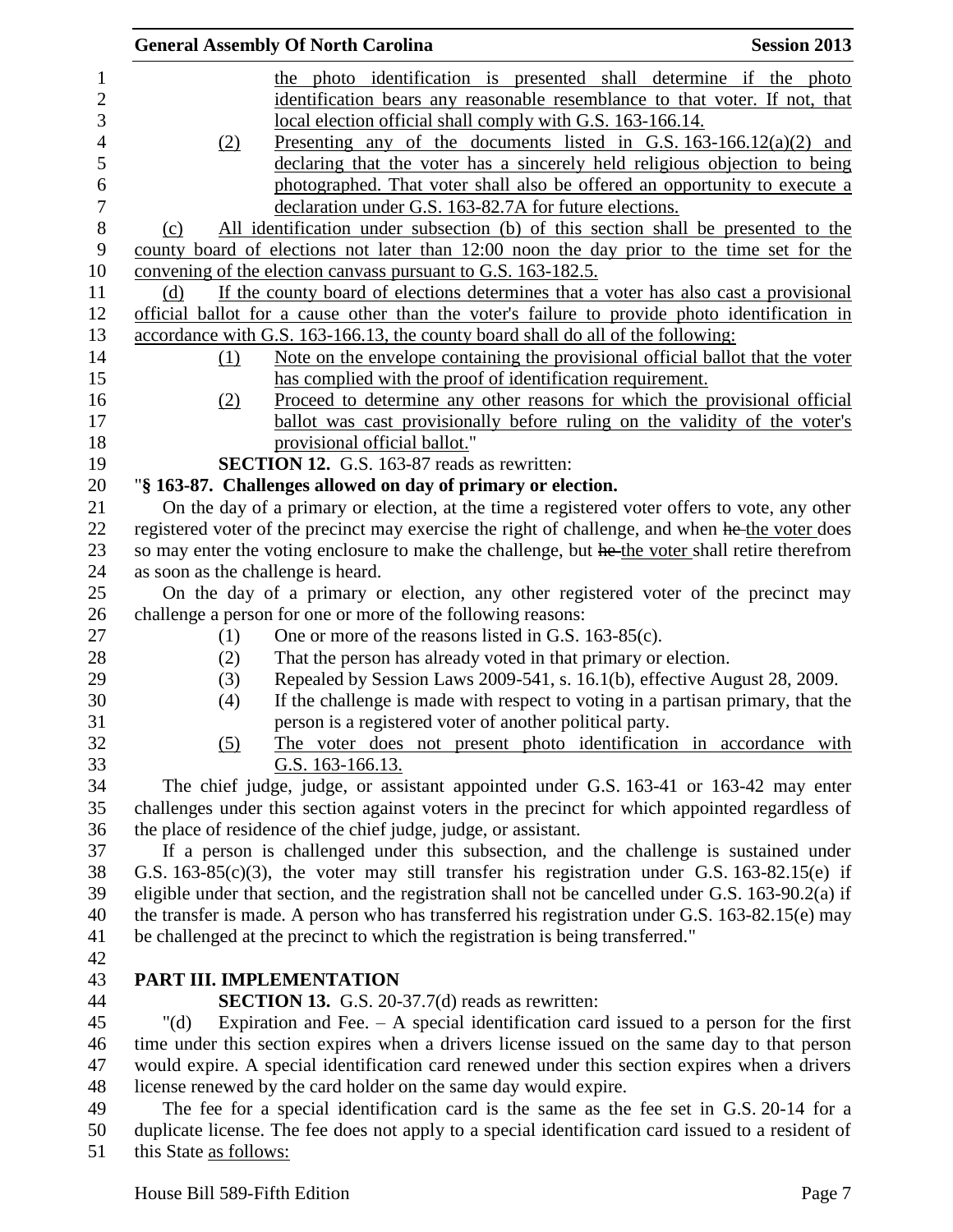the photo identification is presented shall determine if the photo identification bears any reasonable resemblance to that voter. If not, that local election official shall comply with G.S. 163-166.14.

(2) Presenting any of the documents listed in G.S. 163-166.12(a)(2) and declaring that the voter has a sincerely held religious objection to being photographed. That voter shall also be offered an opportunity to execute a declaration under G.S. 163-82.7A for future elections.

(c) All identification under subsection (b) of this section shall be presented to the county board of elections not later than 12:00 noon the day prior to the time set for the convening of the election canvass pursuant to G.S. 163-182.5.

(d) If the county board of elections determines that a voter has also cast a provisional official ballot for a cause other than the voter's failure to provide photo identification in accordance with G.S. 163-166.13, the county board shall do all of the following:

(1) Note on the envelope containing the provisional official ballot that the voter has complied with the proof of identification requirement.

(2) Proceed to determine any other reasons for which the provisional official ballot was cast provisionally before ruling on the validity of the voter's provisional official ballot."

**SECTION 12.** G.S. 163-87 reads as rewritten:

"**§ 163-87. Challenges allowed on day of primary or election.**

On the day of a primary or election, at the time a registered voter offers to vote, any other registered voter of the precinct may exercise the right of challenge, and when ~~he~~ the voter does so may enter the voting enclosure to make the challenge, but ~~he~~ the voter shall retire therefrom as soon as the challenge is heard.

On the day of a primary or election, any other registered voter of the precinct may challenge a person for one or more of the following reasons:

(1) One or more of the reasons listed in G.S. 163-85(c).

(2) That the person has already voted in that primary or election.

(3) Repealed by Session Laws 2009-541, s. 16.1(b), effective August 28, 2009.

(4) If the challenge is made with respect to voting in a partisan primary, that the person is a registered voter of another political party.

(5) The voter does not present photo identification in accordance with G.S. 163-166.13.

The chief judge, judge, or assistant appointed under G.S. 163-41 or 163-42 may enter challenges under this section against voters in the precinct for which appointed regardless of the place of residence of the chief judge, judge, or assistant.

If a person is challenged under this subsection, and the challenge is sustained under G.S. 163-85(c)(3), the voter may still transfer his registration under G.S. 163-82.15(e) if eligible under that section, and the registration shall not be cancelled under G.S. 163-90.2(a) if the transfer is made. A person who has transferred his registration under G.S. 163-82.15(e) may be challenged at the precinct to which the registration is being transferred."

## PART III. IMPLEMENTATION

**SECTION 13.** G.S. 20-37.7(d) reads as rewritten:

"(d) Expiration and Fee. – A special identification card issued to a person for the first time under this section expires when a drivers license issued on the same day to that person would expire. A special identification card renewed under this section expires when a drivers license renewed by the card holder on the same day would expire.

The fee for a special identification card is the same as the fee set in G.S. 20-14 for a duplicate license. The fee does not apply to a special identification card issued to a resident of this State as follows: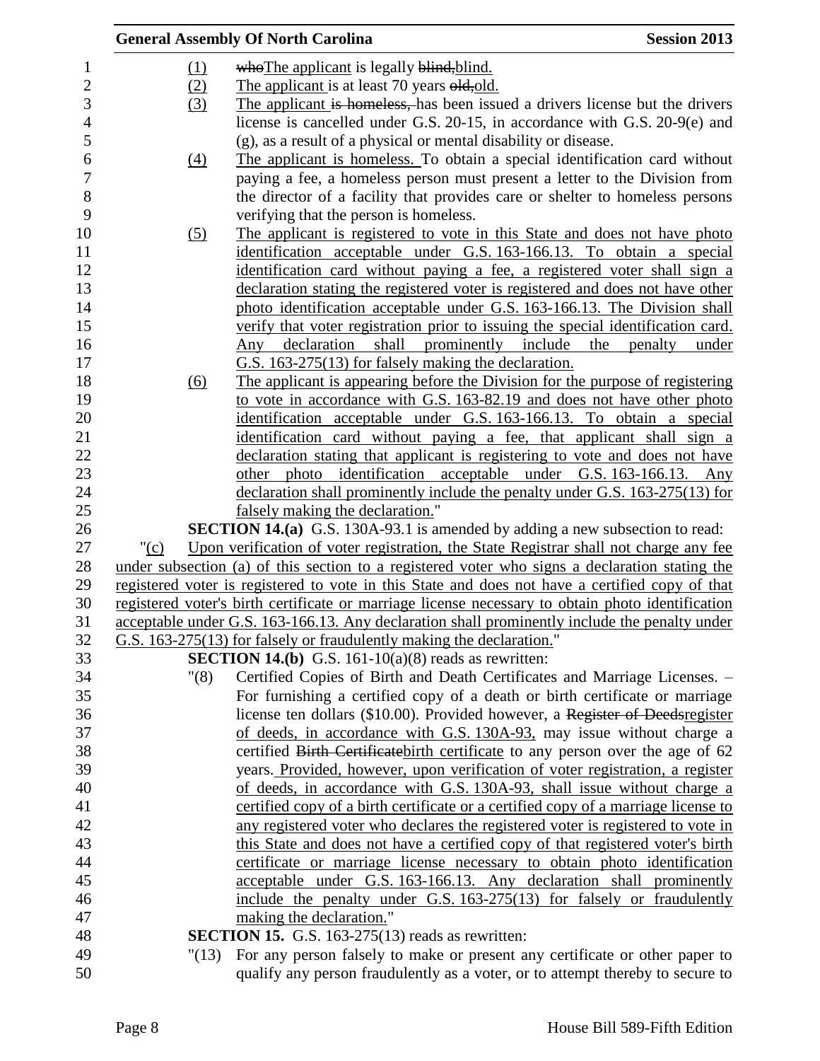(1) whoThe applicant is legally blind,blind.

(2) The applicant is at least 70 years old,old.

(3) The applicant is homeless, has been issued a drivers license but the drivers license is cancelled under G.S. 20-15, in accordance with G.S. 20-9(e) and (g), as a result of a physical or mental disability or disease.

(4) The applicant is homeless. To obtain a special identification card without paying a fee, a homeless person must present a letter to the Division from the director of a facility that provides care or shelter to homeless persons verifying that the person is homeless.

(5) The applicant is registered to vote in this State and does not have photo identification acceptable under G.S. 163-166.13. To obtain a special identification card without paying a fee, a registered voter shall sign a declaration stating the registered voter is registered and does not have other photo identification acceptable under G.S. 163-166.13. The Division shall verify that voter registration prior to issuing the special identification card. Any declaration shall prominently include the penalty under G.S. 163-275(13) for falsely making the declaration.

(6) The applicant is appearing before the Division for the purpose of registering to vote in accordance with G.S. 163-82.19 and does not have other photo identification acceptable under G.S. 163-166.13. To obtain a special identification card without paying a fee, that applicant shall sign a declaration stating that applicant is registering to vote and does not have other photo identification acceptable under G.S. 163-166.13. Any declaration shall prominently include the penalty under G.S. 163-275(13) for falsely making the declaration."

**SECTION 14.(a)** G.S. 130A-93.1 is amended by adding a new subsection to read:

"(c) Upon verification of voter registration, the State Registrar shall not charge any fee under subsection (a) of this section to a registered voter who signs a declaration stating the registered voter is registered to vote in this State and does not have a certified copy of that registered voter's birth certificate or marriage license necessary to obtain photo identification acceptable under G.S. 163-166.13. Any declaration shall prominently include the penalty under G.S. 163-275(13) for falsely or fraudulently making the declaration."

**SECTION 14.(b)** G.S. 161-10(a)(8) reads as rewritten:

"(8) Certified Copies of Birth and Death Certificates and Marriage Licenses. – For furnishing a certified copy of a death or birth certificate or marriage license ten dollars ($10.00). Provided however, a Register of Deedsregister of deeds, in accordance with G.S. 130A-93, may issue without charge a certified Birth Certificatebirth certificate to any person over the age of 62 years. Provided, however, upon verification of voter registration, a register of deeds, in accordance with G.S. 130A-93, shall issue without charge a certified copy of a birth certificate or a certified copy of a marriage license to any registered voter who declares the registered voter is registered to vote in this State and does not have a certified copy of that registered voter's birth certificate or marriage license necessary to obtain photo identification acceptable under G.S. 163-166.13. Any declaration shall prominently include the penalty under G.S. 163-275(13) for falsely or fraudulently making the declaration."

**SECTION 15.** G.S. 163-275(13) reads as rewritten:

"(13) For any person falsely to make or present any certificate or other paper to qualify any person fraudulently as a voter, or to attempt thereby to secure to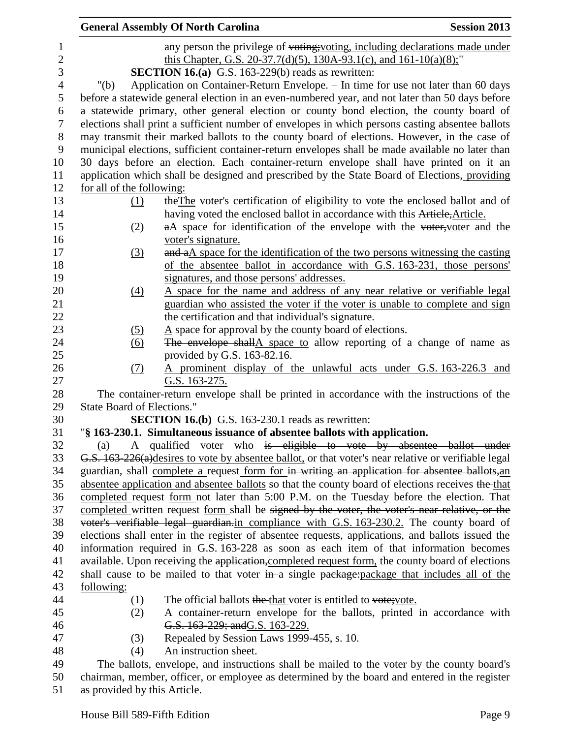any person the privilege of ~~voting;~~voting, including declarations made under this Chapter, G.S. 20-37.7(d)(5), 130A-93.1(c), and 161-10(a)(8);"

**SECTION 16.(a)** G.S. 163-229(b) reads as rewritten:

"(b) Application on Container-Return Envelope. – In time for use not later than 60 days before a statewide general election in an even-numbered year, and not later than 50 days before a statewide primary, other general election or county bond election, the county board of elections shall print a sufficient number of envelopes in which persons casting absentee ballots may transmit their marked ballots to the county board of elections. However, in the case of municipal elections, sufficient container-return envelopes shall be made available no later than 30 days before an election. Each container-return envelope shall have printed on it an application which shall be designed and prescribed by the State Board of Elections, providing for all of the following:

(1) ~~the~~The voter's certification of eligibility to vote the enclosed ballot and of having voted the enclosed ballot in accordance with this ~~Article,~~Article.

(2) ~~a~~A space for identification of the envelope with the ~~voter,~~voter and the voter's signature.

(3) ~~and a~~A space for the identification of the two persons witnessing the casting of the absentee ballot in accordance with G.S. 163-231, those persons' signatures, and those persons' addresses.

(4) A space for the name and address of any near relative or verifiable legal guardian who assisted the voter if the voter is unable to complete and sign the certification and that individual's signature.

(5) A space for approval by the county board of elections.

(6) ~~The envelope shall~~A space to allow reporting of a change of name as provided by G.S. 163-82.16.

(7) A prominent display of the unlawful acts under G.S. 163-226.3 and G.S. 163-275.

The container-return envelope shall be printed in accordance with the instructions of the State Board of Elections."

**SECTION 16.(b)** G.S. 163-230.1 reads as rewritten:

"**§ 163-230.1. Simultaneous issuance of absentee ballots with application.**

(a) A qualified voter who ~~is eligible to vote by absentee ballot under G.S. 163-226(a)~~desires to vote by absentee ballot, or that voter's near relative or verifiable legal guardian, shall complete a request form for ~~in writing an application for absentee ballots,~~an absentee application and absentee ballots so that the county board of elections receives ~~the~~ that completed request form not later than 5:00 P.M. on the Tuesday before the election. That completed written request form shall be ~~signed by the voter, the voter's near relative, or the voter's verifiable legal guardian.~~in compliance with G.S. 163-230.2. The county board of elections shall enter in the register of absentee requests, applications, and ballots issued the information required in G.S. 163-228 as soon as each item of that information becomes available. Upon receiving the ~~application,~~completed request form, the county board of elections shall cause to be mailed to that voter ~~in~~ a single ~~package:~~package that includes all of the following:

(1) The official ballots ~~the~~ that voter is entitled to ~~vote;~~vote.

(2) A container-return envelope for the ballots, printed in accordance with ~~G.S. 163-229; and~~G.S. 163-229.

(3) Repealed by Session Laws 1999-455, s. 10.

(4) An instruction sheet.

The ballots, envelope, and instructions shall be mailed to the voter by the county board's chairman, member, officer, or employee as determined by the board and entered in the register as provided by this Article.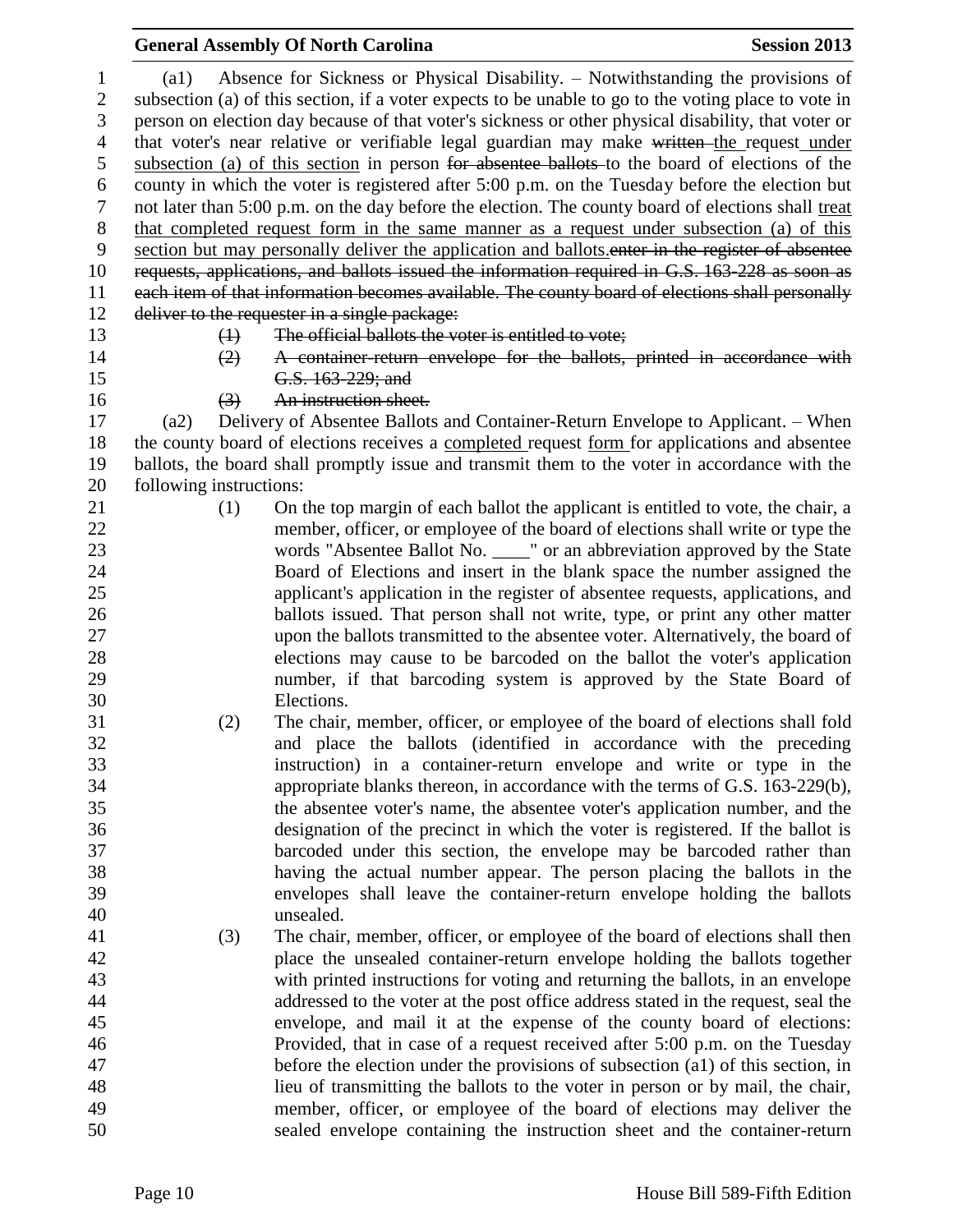(a1) Absence for Sickness or Physical Disability. – Notwithstanding the provisions of subsection (a) of this section, if a voter expects to be unable to go to the voting place to vote in person on election day because of that voter's sickness or other physical disability, that voter or that voter's near relative or verifiable legal guardian may make ~~written~~ the request under subsection (a) of this section in person ~~for absentee ballots~~ to the board of elections of the county in which the voter is registered after 5:00 p.m. on the Tuesday before the election but not later than 5:00 p.m. on the day before the election. The county board of elections shall treat that completed request form in the same manner as a request under subsection (a) of this section but may personally deliver the application and ballots.~~enter in the register of absentee requests, applications, and ballots issued the information required in G.S. 163-228 as soon as each item of that information becomes available. The county board of elections shall personally deliver to the requester in a single package:~~

~~(1) The official ballots the voter is entitled to vote;~~

~~(2) A container-return envelope for the ballots, printed in accordance with G.S. 163-229; and~~

~~(3) An instruction sheet.~~

(a2) Delivery of Absentee Ballots and Container-Return Envelope to Applicant. – When the county board of elections receives a completed request form for applications and absentee ballots, the board shall promptly issue and transmit them to the voter in accordance with the following instructions:

(1) On the top margin of each ballot the applicant is entitled to vote, the chair, a member, officer, or employee of the board of elections shall write or type the words "Absentee Ballot No. ____" or an abbreviation approved by the State Board of Elections and insert in the blank space the number assigned the applicant's application in the register of absentee requests, applications, and ballots issued. That person shall not write, type, or print any other matter upon the ballots transmitted to the absentee voter. Alternatively, the board of elections may cause to be barcoded on the ballot the voter's application number, if that barcoding system is approved by the State Board of Elections.

(2) The chair, member, officer, or employee of the board of elections shall fold and place the ballots (identified in accordance with the preceding instruction) in a container-return envelope and write or type in the appropriate blanks thereon, in accordance with the terms of G.S. 163-229(b), the absentee voter's name, the absentee voter's application number, and the designation of the precinct in which the voter is registered. If the ballot is barcoded under this section, the envelope may be barcoded rather than having the actual number appear. The person placing the ballots in the envelopes shall leave the container-return envelope holding the ballots unsealed.

(3) The chair, member, officer, or employee of the board of elections shall then place the unsealed container-return envelope holding the ballots together with printed instructions for voting and returning the ballots, in an envelope addressed to the voter at the post office address stated in the request, seal the envelope, and mail it at the expense of the county board of elections: Provided, that in case of a request received after 5:00 p.m. on the Tuesday before the election under the provisions of subsection (a1) of this section, in lieu of transmitting the ballots to the voter in person or by mail, the chair, member, officer, or employee of the board of elections may deliver the sealed envelope containing the instruction sheet and the container-return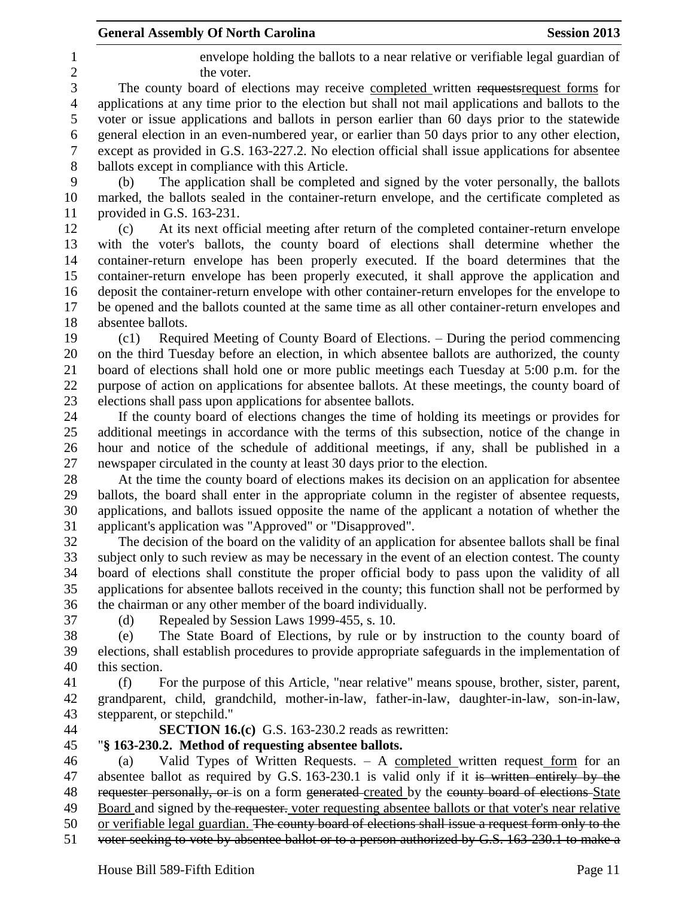envelope holding the ballots to a near relative or verifiable legal guardian of the voter.

The county board of elections may receive <u>completed</u> written ~~requests~~request forms for applications at any time prior to the election but shall not mail applications and ballots to the voter or issue applications and ballots in person earlier than 60 days prior to the statewide general election in an even-numbered year, or earlier than 50 days prior to any other election, except as provided in G.S. 163-227.2. No election official shall issue applications for absentee ballots except in compliance with this Article.

(b) The application shall be completed and signed by the voter personally, the ballots marked, the ballots sealed in the container-return envelope, and the certificate completed as provided in G.S. 163-231.

(c) At its next official meeting after return of the completed container-return envelope with the voter's ballots, the county board of elections shall determine whether the container-return envelope has been properly executed. If the board determines that the container-return envelope has been properly executed, it shall approve the application and deposit the container-return envelope with other container-return envelopes for the envelope to be opened and the ballots counted at the same time as all other container-return envelopes and absentee ballots.

(c1) Required Meeting of County Board of Elections. – During the period commencing on the third Tuesday before an election, in which absentee ballots are authorized, the county board of elections shall hold one or more public meetings each Tuesday at 5:00 p.m. for the purpose of action on applications for absentee ballots. At these meetings, the county board of elections shall pass upon applications for absentee ballots.

If the county board of elections changes the time of holding its meetings or provides for additional meetings in accordance with the terms of this subsection, notice of the change in hour and notice of the schedule of additional meetings, if any, shall be published in a newspaper circulated in the county at least 30 days prior to the election.

At the time the county board of elections makes its decision on an application for absentee ballots, the board shall enter in the appropriate column in the register of absentee requests, applications, and ballots issued opposite the name of the applicant a notation of whether the applicant's application was "Approved" or "Disapproved".

The decision of the board on the validity of an application for absentee ballots shall be final subject only to such review as may be necessary in the event of an election contest. The county board of elections shall constitute the proper official body to pass upon the validity of all applications for absentee ballots received in the county; this function shall not be performed by the chairman or any other member of the board individually.

(d) Repealed by Session Laws 1999-455, s. 10.

(e) The State Board of Elections, by rule or by instruction to the county board of elections, shall establish procedures to provide appropriate safeguards in the implementation of this section.

(f) For the purpose of this Article, "near relative" means spouse, brother, sister, parent, grandparent, child, grandchild, mother-in-law, father-in-law, daughter-in-law, son-in-law, stepparent, or stepchild."

**SECTION 16.(c)** G.S. 163-230.2 reads as rewritten:

"**§ 163-230.2. Method of requesting absentee ballots.**

(a) Valid Types of Written Requests. – A <u>completed</u> written request<u> form</u> for an absentee ballot as required by G.S. 163-230.1 is valid only if it ~~is written entirely by the requester personally, or~~ is on a form ~~generated~~ <u>created</u> by the ~~county board of elections~~ <u>State Board</u> and signed by the ~~requester.~~ <u>voter requesting absentee ballots or that voter's near relative or verifiable legal guardian.</u> ~~The county board of elections shall issue a request form only to the voter seeking to vote by absentee ballot or to a person authorized by G.S. 163-230.1 to make a~~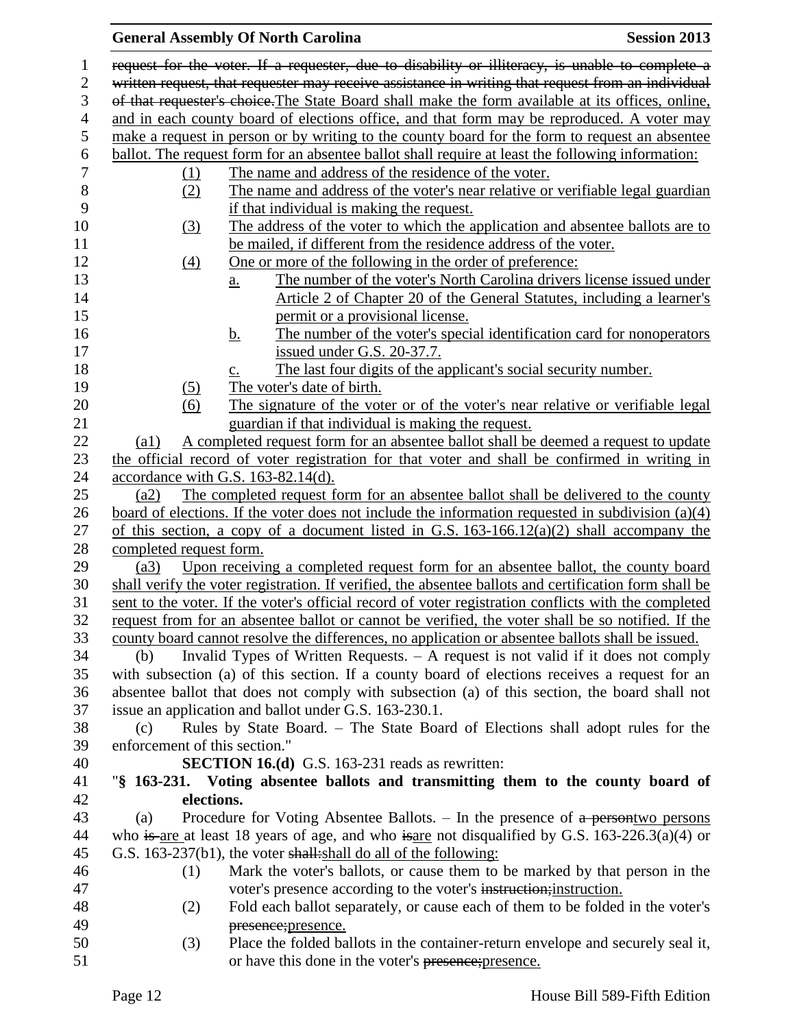request for the voter. If a requester, due to disability or illiteracy, is unable to complete a written request, that requester may receive assistance in writing that request from an individual of that requester's choice.The State Board shall make the form available at its offices, online, and in each county board of elections office, and that form may be reproduced. A voter may make a request in person or by writing to the county board for the form to request an absentee ballot. The request form for an absentee ballot shall require at least the following information:

(1) The name and address of the residence of the voter.

(2) The name and address of the voter's near relative or verifiable legal guardian if that individual is making the request.

(3) The address of the voter to which the application and absentee ballots are to be mailed, if different from the residence address of the voter.

(4) One or more of the following in the order of preference:

a. The number of the voter's North Carolina drivers license issued under Article 2 of Chapter 20 of the General Statutes, including a learner's permit or a provisional license.

b. The number of the voter's special identification card for nonoperators issued under G.S. 20-37.7.

c. The last four digits of the applicant's social security number.

(5) The voter's date of birth.

(6) The signature of the voter or of the voter's near relative or verifiable legal guardian if that individual is making the request.

(a1) A completed request form for an absentee ballot shall be deemed a request to update the official record of voter registration for that voter and shall be confirmed in writing in accordance with G.S. 163-82.14(d).

(a2) The completed request form for an absentee ballot shall be delivered to the county board of elections. If the voter does not include the information requested in subdivision (a)(4) of this section, a copy of a document listed in G.S. 163-166.12(a)(2) shall accompany the completed request form.

(a3) Upon receiving a completed request form for an absentee ballot, the county board shall verify the voter registration. If verified, the absentee ballots and certification form shall be sent to the voter. If the voter's official record of voter registration conflicts with the completed request from for an absentee ballot or cannot be verified, the voter shall be so notified. If the county board cannot resolve the differences, no application or absentee ballots shall be issued.

(b) Invalid Types of Written Requests. – A request is not valid if it does not comply with subsection (a) of this section. If a county board of elections receives a request for an absentee ballot that does not comply with subsection (a) of this section, the board shall not issue an application and ballot under G.S. 163-230.1.

(c) Rules by State Board. – The State Board of Elections shall adopt rules for the enforcement of this section."

**SECTION 16.(d)** G.S. 163-231 reads as rewritten:

"**§ 163-231. Voting absentee ballots and transmitting them to the county board of elections.**

(a) Procedure for Voting Absentee Ballots. – In the presence of a persontwo persons who is are at least 18 years of age, and who isare not disqualified by G.S. 163-226.3(a)(4) or G.S. 163-237(b1), the voter shall:shall do all of the following:

(1) Mark the voter's ballots, or cause them to be marked by that person in the voter's presence according to the voter's instruction;instruction.

(2) Fold each ballot separately, or cause each of them to be folded in the voter's presence;presence.

(3) Place the folded ballots in the container-return envelope and securely seal it, or have this done in the voter's presence;presence.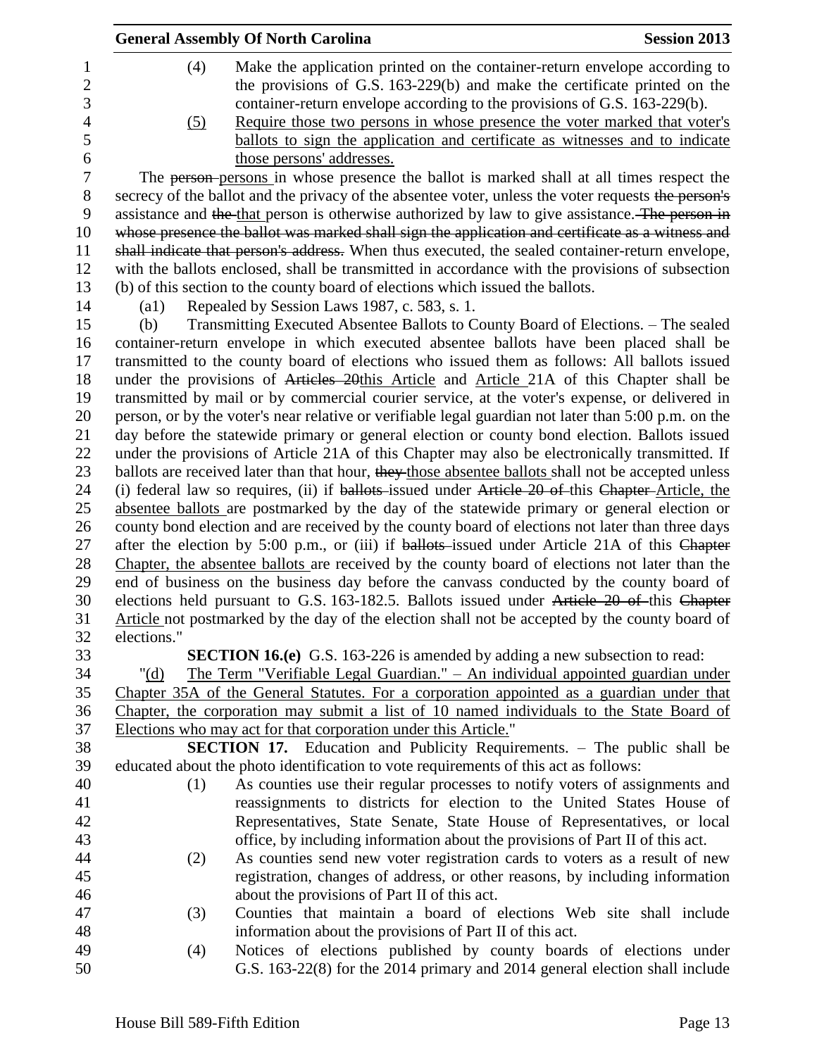(4) Make the application printed on the container-return envelope according to the provisions of G.S. 163-229(b) and make the certificate printed on the container-return envelope according to the provisions of G.S. 163-229(b).

(5) Require those two persons in whose presence the voter marked that voter's ballots to sign the application and certificate as witnesses and to indicate those persons' addresses.

The ~~person~~ persons in whose presence the ballot is marked shall at all times respect the secrecy of the ballot and the privacy of the absentee voter, unless the voter requests ~~the person's~~ assistance and ~~the~~ that person is otherwise authorized by law to give assistance. ~~The person in whose presence the ballot was marked shall sign the application and certificate as a witness and shall indicate that person's address.~~ When thus executed, the sealed container-return envelope, with the ballots enclosed, shall be transmitted in accordance with the provisions of subsection (b) of this section to the county board of elections which issued the ballots.

(a1) Repealed by Session Laws 1987, c. 583, s. 1.

(b) Transmitting Executed Absentee Ballots to County Board of Elections. – The sealed container-return envelope in which executed absentee ballots have been placed shall be transmitted to the county board of elections who issued them as follows: All ballots issued under the provisions of ~~Articles 20~~this Article and Article 21A of this Chapter shall be transmitted by mail or by commercial courier service, at the voter's expense, or delivered in person, or by the voter's near relative or verifiable legal guardian not later than 5:00 p.m. on the day before the statewide primary or general election or county bond election. Ballots issued under the provisions of Article 21A of this Chapter may also be electronically transmitted. If ballots are received later than that hour, ~~they~~ those absentee ballots shall not be accepted unless (i) federal law so requires, (ii) if ~~ballots~~ issued under ~~Article 20 of~~ this ~~Chapter~~ Article, the absentee ballots are postmarked by the day of the statewide primary or general election or county bond election and are received by the county board of elections not later than three days after the election by 5:00 p.m., or (iii) if ~~ballots~~ issued under Article 21A of this ~~Chapter~~ Chapter, the absentee ballots are received by the county board of elections not later than the end of business on the business day before the canvass conducted by the county board of elections held pursuant to G.S. 163-182.5. Ballots issued under ~~Article 20 of~~ this ~~Chapter~~ Article not postmarked by the day of the election shall not be accepted by the county board of elections."

**SECTION 16.(e)** G.S. 163-226 is amended by adding a new subsection to read:

"(d) The Term "Verifiable Legal Guardian." – An individual appointed guardian under Chapter 35A of the General Statutes. For a corporation appointed as a guardian under that Chapter, the corporation may submit a list of 10 named individuals to the State Board of Elections who may act for that corporation under this Article."

**SECTION 17.** Education and Publicity Requirements. – The public shall be educated about the photo identification to vote requirements of this act as follows:

(1) As counties use their regular processes to notify voters of assignments and reassignments to districts for election to the United States House of Representatives, State Senate, State House of Representatives, or local office, by including information about the provisions of Part II of this act.

(2) As counties send new voter registration cards to voters as a result of new registration, changes of address, or other reasons, by including information about the provisions of Part II of this act.

(3) Counties that maintain a board of elections Web site shall include information about the provisions of Part II of this act.

(4) Notices of elections published by county boards of elections under G.S. 163-22(8) for the 2014 primary and 2014 general election shall include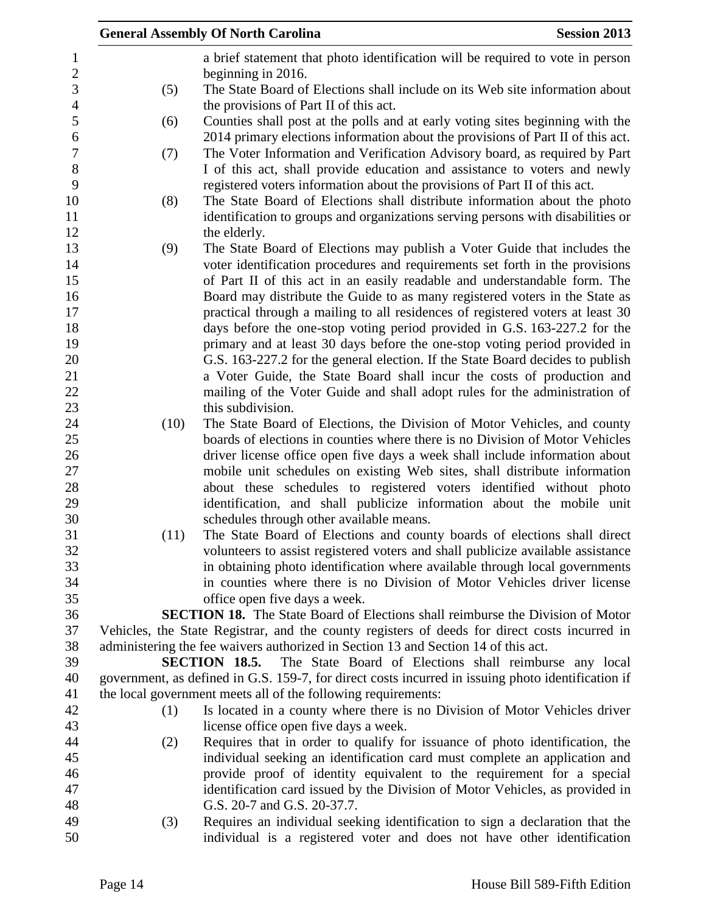a brief statement that photo identification will be required to vote in person beginning in 2016.

(5) The State Board of Elections shall include on its Web site information about the provisions of Part II of this act.

(6) Counties shall post at the polls and at early voting sites beginning with the 2014 primary elections information about the provisions of Part II of this act.

(7) The Voter Information and Verification Advisory board, as required by Part I of this act, shall provide education and assistance to voters and newly registered voters information about the provisions of Part II of this act.

(8) The State Board of Elections shall distribute information about the photo identification to groups and organizations serving persons with disabilities or the elderly.

(9) The State Board of Elections may publish a Voter Guide that includes the voter identification procedures and requirements set forth in the provisions of Part II of this act in an easily readable and understandable form. The Board may distribute the Guide to as many registered voters in the State as practical through a mailing to all residences of registered voters at least 30 days before the one-stop voting period provided in G.S. 163-227.2 for the primary and at least 30 days before the one-stop voting period provided in G.S. 163-227.2 for the general election. If the State Board decides to publish a Voter Guide, the State Board shall incur the costs of production and mailing of the Voter Guide and shall adopt rules for the administration of this subdivision.

(10) The State Board of Elections, the Division of Motor Vehicles, and county boards of elections in counties where there is no Division of Motor Vehicles driver license office open five days a week shall include information about mobile unit schedules on existing Web sites, shall distribute information about these schedules to registered voters identified without photo identification, and shall publicize information about the mobile unit schedules through other available means.

(11) The State Board of Elections and county boards of elections shall direct volunteers to assist registered voters and shall publicize available assistance in obtaining photo identification where available through local governments in counties where there is no Division of Motor Vehicles driver license office open five days a week.

**SECTION 18.** The State Board of Elections shall reimburse the Division of Motor Vehicles, the State Registrar, and the county registers of deeds for direct costs incurred in administering the fee waivers authorized in Section 13 and Section 14 of this act.

**SECTION 18.5.** The State Board of Elections shall reimburse any local government, as defined in G.S. 159-7, for direct costs incurred in issuing photo identification if the local government meets all of the following requirements:

(1) Is located in a county where there is no Division of Motor Vehicles driver license office open five days a week.

(2) Requires that in order to qualify for issuance of photo identification, the individual seeking an identification card must complete an application and provide proof of identity equivalent to the requirement for a special identification card issued by the Division of Motor Vehicles, as provided in G.S. 20-7 and G.S. 20-37.7.

(3) Requires an individual seeking identification to sign a declaration that the individual is a registered voter and does not have other identification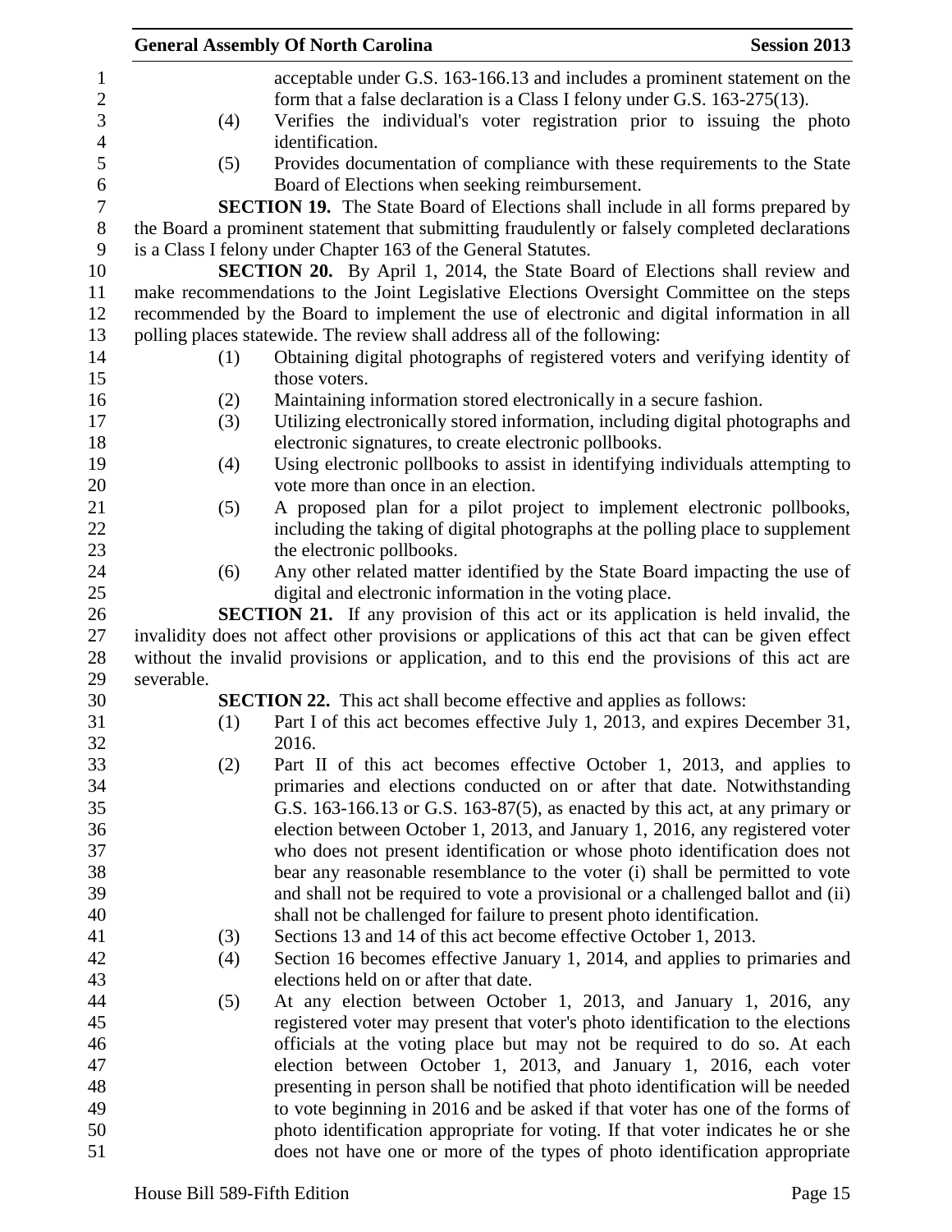acceptable under G.S. 163-166.13 and includes a prominent statement on the form that a false declaration is a Class I felony under G.S. 163-275(13).

(4) Verifies the individual's voter registration prior to issuing the photo identification.

(5) Provides documentation of compliance with these requirements to the State Board of Elections when seeking reimbursement.

**SECTION 19.** The State Board of Elections shall include in all forms prepared by the Board a prominent statement that submitting fraudulently or falsely completed declarations is a Class I felony under Chapter 163 of the General Statutes.

**SECTION 20.** By April 1, 2014, the State Board of Elections shall review and make recommendations to the Joint Legislative Elections Oversight Committee on the steps recommended by the Board to implement the use of electronic and digital information in all polling places statewide. The review shall address all of the following:

(1) Obtaining digital photographs of registered voters and verifying identity of those voters.

(2) Maintaining information stored electronically in a secure fashion.

(3) Utilizing electronically stored information, including digital photographs and electronic signatures, to create electronic pollbooks.

(4) Using electronic pollbooks to assist in identifying individuals attempting to vote more than once in an election.

(5) A proposed plan for a pilot project to implement electronic pollbooks, including the taking of digital photographs at the polling place to supplement the electronic pollbooks.

(6) Any other related matter identified by the State Board impacting the use of digital and electronic information in the voting place.

**SECTION 21.** If any provision of this act or its application is held invalid, the invalidity does not affect other provisions or applications of this act that can be given effect without the invalid provisions or application, and to this end the provisions of this act are severable.

**SECTION 22.** This act shall become effective and applies as follows:

(1) Part I of this act becomes effective July 1, 2013, and expires December 31, 2016.

(2) Part II of this act becomes effective October 1, 2013, and applies to primaries and elections conducted on or after that date. Notwithstanding G.S. 163-166.13 or G.S. 163-87(5), as enacted by this act, at any primary or election between October 1, 2013, and January 1, 2016, any registered voter who does not present identification or whose photo identification does not bear any reasonable resemblance to the voter (i) shall be permitted to vote and shall not be required to vote a provisional or a challenged ballot and (ii) shall not be challenged for failure to present photo identification.

(3) Sections 13 and 14 of this act become effective October 1, 2013.

(4) Section 16 becomes effective January 1, 2014, and applies to primaries and elections held on or after that date.

(5) At any election between October 1, 2013, and January 1, 2016, any registered voter may present that voter's photo identification to the elections officials at the voting place but may not be required to do so. At each election between October 1, 2013, and January 1, 2016, each voter presenting in person shall be notified that photo identification will be needed to vote beginning in 2016 and be asked if that voter has one of the forms of photo identification appropriate for voting. If that voter indicates he or she does not have one or more of the types of photo identification appropriate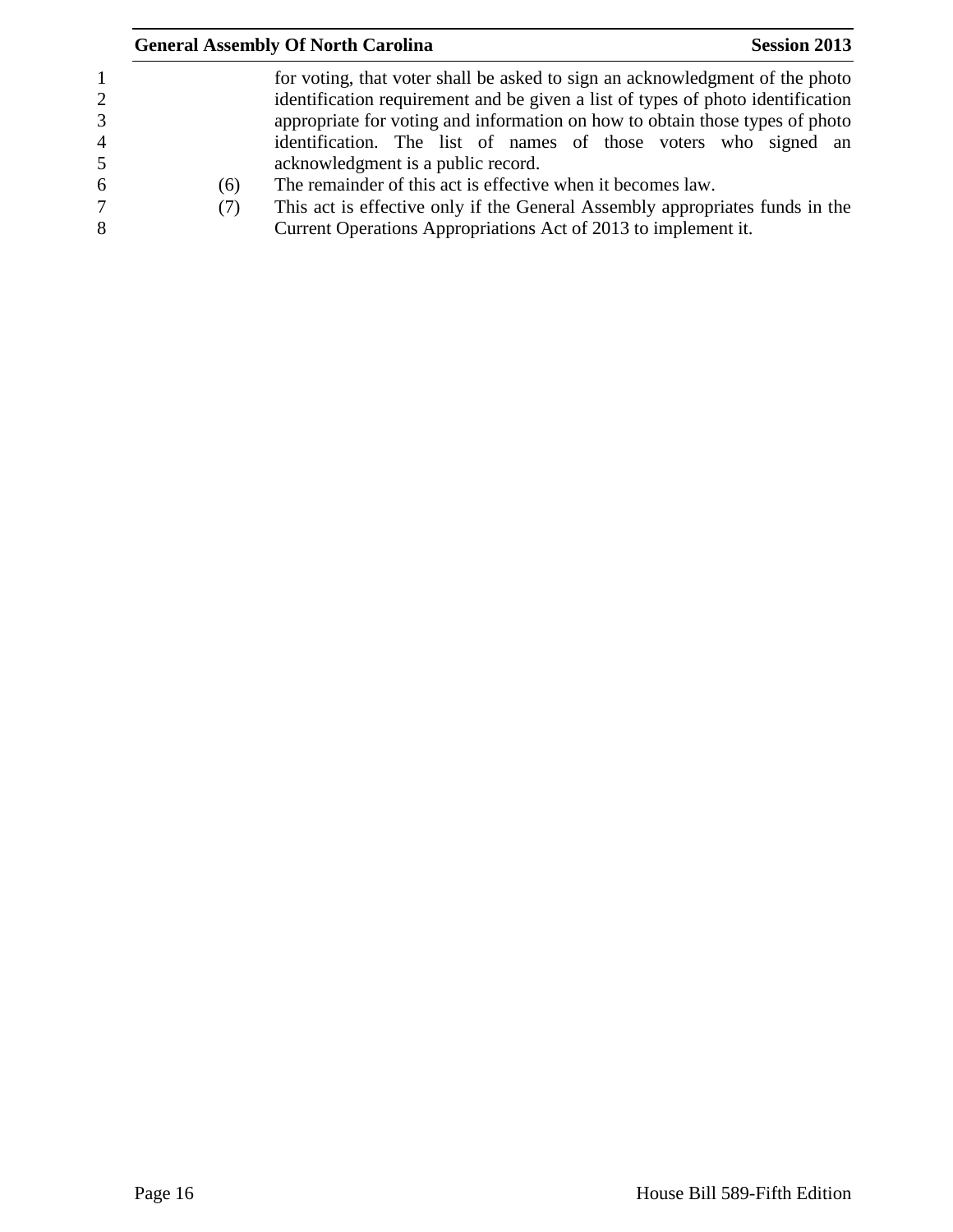for voting, that voter shall be asked to sign an acknowledgment of the photo identification requirement and be given a list of types of photo identification appropriate for voting and information on how to obtain those types of photo identification. The list of names of those voters who signed an acknowledgment is a public record.

(6) The remainder of this act is effective when it becomes law.

(7) This act is effective only if the General Assembly appropriates funds in the Current Operations Appropriations Act of 2013 to implement it.